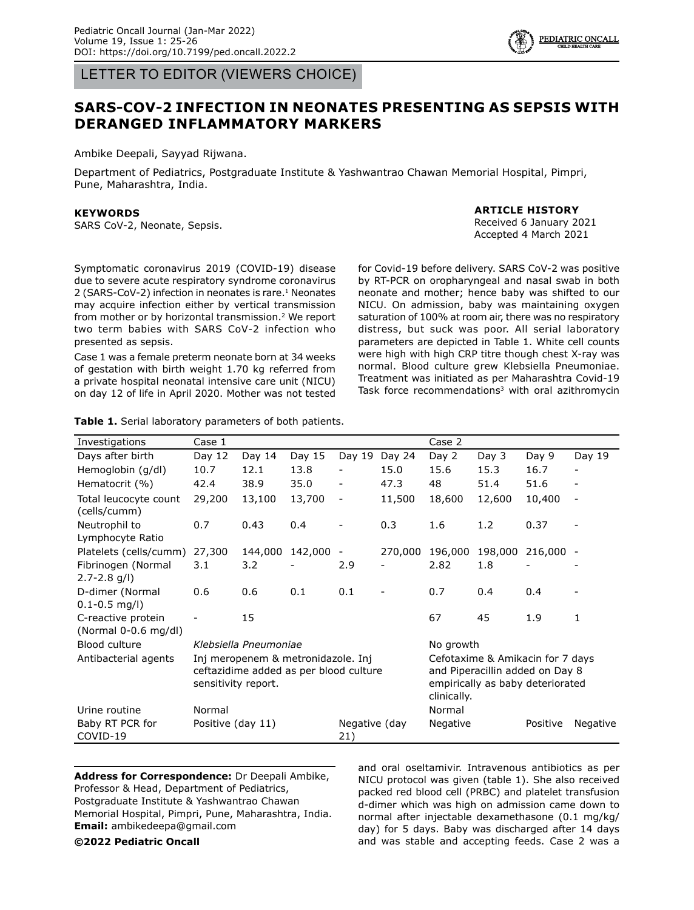LETTER TO EDITOR (VIEWERS CHOICE)

# SARS-COV-2 INFECTION IN NEONATES PRESENTING AS SEPSIS WITH DERANGED INFLAMMATORY MARKERS

Ambike Deepali, Sayyad Rijwana.

Department of Pediatrics, Postgraduate Institute & Yashwantrao Chawan Memorial Hospital, Pimpri, Pune, Maharashtra, India.

**KEYWORDS**

SARS CoV-2, Neonate, Sepsis.

**ARTICLE HISTORY**

Received 6 January 2021
Accepted 4 March 2021

Symptomatic coronavirus 2019 (COVID-19) disease due to severe acute respiratory syndrome coronavirus 2 (SARS-CoV-2) infection in neonates is rare.[1] Neonates may acquire infection either by vertical transmission from mother or by horizontal transmission.[2] We report two term babies with SARS CoV-2 infection who presented as sepsis.

Case 1 was a female preterm neonate born at 34 weeks of gestation with birth weight 1.70 kg referred from a private hospital neonatal intensive care unit (NICU) on day 12 of life in April 2020. Mother was not tested for Covid-19 before delivery. SARS CoV-2 was positive by RT-PCR on oropharyngeal and nasal swab in both neonate and mother; hence baby was shifted to our NICU. On admission, baby was maintaining oxygen saturation of 100% at room air, there was no respiratory distress, but suck was poor. All serial laboratory parameters are depicted in Table 1. White cell counts were high with high CRP titre though chest X-ray was normal. Blood culture grew Klebsiella Pneumoniae. Treatment was initiated as per Maharashtra Covid-19 Task force recommendations[3] with oral azithromycin and oral oseltamivir. Intravenous antibiotics as per NICU protocol was given (table 1). She also received packed red blood cell (PRBC) and platelet transfusion d-dimer which was high on admission came down to normal after injectable dexamethasone (0.1 mg/kg/day) for 5 days. Baby was discharged after 14 days and was stable and accepting feeds. Case 2 was a

**Table 1.** Serial laboratory parameters of both patients.

| Investigations | Case 1 | | | | | Case 2 | | | |
|---|---|---|---|---|---|---|---|---|---|
| Days after birth | Day 12 | Day 14 | Day 15 | Day 19 | Day 24 | Day 2 | Day 3 | Day 9 | Day 19 |
| Hemoglobin (g/dl) | 10.7 | 12.1 | 13.8 | - | 15.0 | 15.6 | 15.3 | 16.7 | - |
| Hematocrit (%) | 42.4 | 38.9 | 35.0 | - | 47.3 | 48 | 51.4 | 51.6 | - |
| Total leucocyte count (cells/cumm) | 29,200 | 13,100 | 13,700 | - | 11,500 | 18,600 | 12,600 | 10,400 | - |
| Neutrophil to Lymphocyte Ratio | 0.7 | 0.43 | 0.4 | - | 0.3 | 1.6 | 1.2 | 0.37 | - |
| Platelets (cells/cumm) | 27,300 | 144,000 | 142,000 | - | 270,000 | 196,000 | 198,000 | 216,000 | - |
| Fibrinogen (Normal 2.7-2.8 g/l) | 3.1 | 3.2 | - | 2.9 | - | 2.82 | 1.8 | - | - |
| D-dimer (Normal 0.1-0.5 mg/l) | 0.6 | 0.6 | 0.1 | 0.1 | - | 0.7 | 0.4 | 0.4 | - |
| C-reactive protein (Normal 0-0.6 mg/dl) | - | 15 | | | | 67 | 45 | 1.9 | 1 |
| Blood culture | *Klebsiella Pneumoniae* | | | | | No growth | | | |
| Antibacterial agents | Inj meropenem & metronidazole. Inj ceftazidime added as per blood culture sensitivity report. | | | | | Cefotaxime & Amikacin for 7 days and Piperacillin added on Day 8 empirically as baby deteriorated clinically. | | | |
| Urine routine | Normal | | | | | Normal | | | |
| Baby RT PCR for COVID-19 | Positive (day 11) | | | Negative (day 21) | | Negative | | Positive | Negative |

**Address for Correspondence:** Dr Deepali Ambike, Professor & Head, Department of Pediatrics, Postgraduate Institute & Yashwantrao Chawan Memorial Hospital, Pimpri, Pune, Maharashtra, India.
**Email:** ambikedeepa@gmail.com

**©2022 Pediatric Oncall**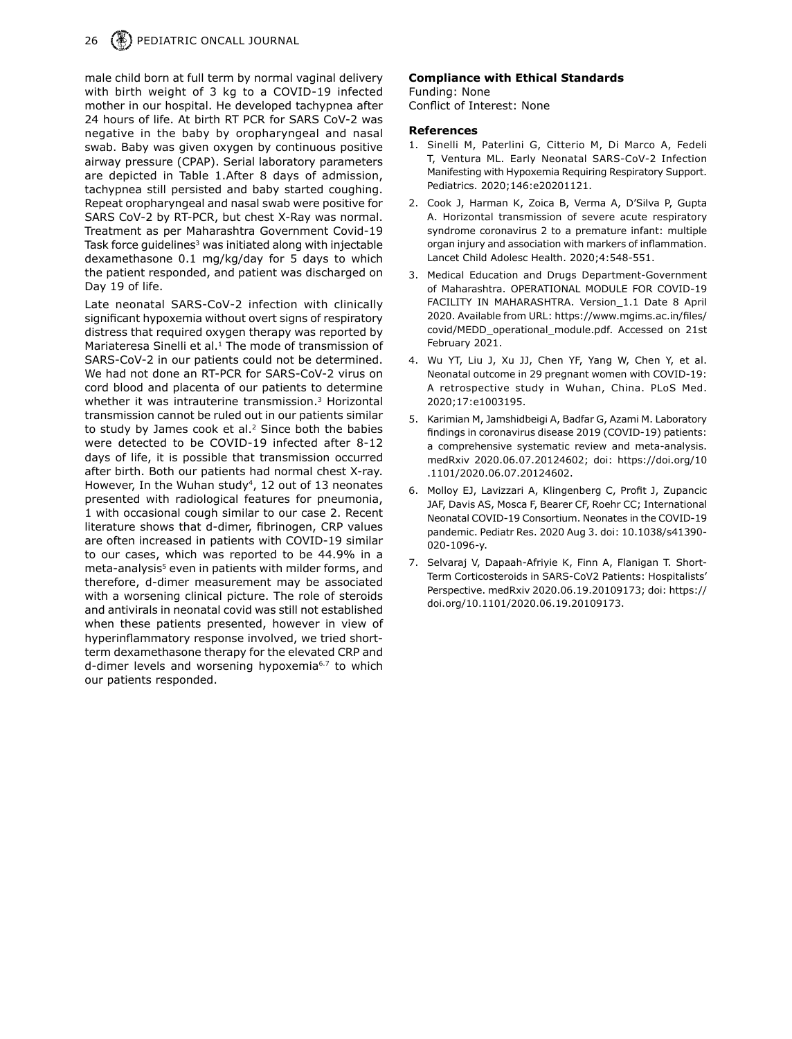male child born at full term by normal vaginal delivery with birth weight of 3 kg to a COVID-19 infected mother in our hospital. He developed tachypnea after 24 hours of life. At birth RT PCR for SARS CoV-2 was negative in the baby by oropharyngeal and nasal swab. Baby was given oxygen by continuous positive airway pressure (CPAP). Serial laboratory parameters are depicted in Table 1.After 8 days of admission, tachypnea still persisted and baby started coughing. Repeat oropharyngeal and nasal swab were positive for SARS CoV-2 by RT-PCR, but chest X-Ray was normal. Treatment as per Maharashtra Government Covid-19 Task force guidelines[3] was initiated along with injectable dexamethasone 0.1 mg/kg/day for 5 days to which the patient responded, and patient was discharged on Day 19 of life.

Late neonatal SARS-CoV-2 infection with clinically significant hypoxemia without overt signs of respiratory distress that required oxygen therapy was reported by Mariateresa Sinelli et al.[1] The mode of transmission of SARS-CoV-2 in our patients could not be determined. We had not done an RT-PCR for SARS-CoV-2 virus on cord blood and placenta of our patients to determine whether it was intrauterine transmission.[3] Horizontal transmission cannot be ruled out in our patients similar to study by James cook et al.[2] Since both the babies were detected to be COVID-19 infected after 8-12 days of life, it is possible that transmission occurred after birth. Both our patients had normal chest X-ray. However, In the Wuhan study[4], 12 out of 13 neonates presented with radiological features for pneumonia, 1 with occasional cough similar to our case 2. Recent literature shows that d-dimer, fibrinogen, CRP values are often increased in patients with COVID-19 similar to our cases, which was reported to be 44.9% in a meta-analysis[5] even in patients with milder forms, and therefore, d-dimer measurement may be associated with a worsening clinical picture. The role of steroids and antivirals in neonatal covid was still not established when these patients presented, however in view of hyperinflammatory response involved, we tried short-term dexamethasone therapy for the elevated CRP and d-dimer levels and worsening hypoxemia[6,7] to which our patients responded.

**Compliance with Ethical Standards**

Funding: None

Conflict of Interest: None

**References**

1. Sinelli M, Paterlini G, Citterio M, Di Marco A, Fedeli T, Ventura ML. Early Neonatal SARS-CoV-2 Infection Manifesting with Hypoxemia Requiring Respiratory Support. Pediatrics. 2020;146:e20201121.
2. Cook J, Harman K, Zoica B, Verma A, D'Silva P, Gupta A. Horizontal transmission of severe acute respiratory syndrome coronavirus 2 to a premature infant: multiple organ injury and association with markers of inflammation. Lancet Child Adolesc Health. 2020;4:548-551.
3. Medical Education and Drugs Department-Government of Maharashtra. OPERATIONAL MODULE FOR COVID-19 FACILITY IN MAHARASHTRA. Version_1.1 Date 8 April 2020. Available from URL: https://www.mgims.ac.in/files/covid/MEDD_operational_module.pdf. Accessed on 21st February 2021.
4. Wu YT, Liu J, Xu JJ, Chen YF, Yang W, Chen Y, et al. Neonatal outcome in 29 pregnant women with COVID-19: A retrospective study in Wuhan, China. PLoS Med. 2020;17:e1003195.
5. Karimian M, Jamshidbeigi A, Badfar G, Azami M. Laboratory findings in coronavirus disease 2019 (COVID-19) patients: a comprehensive systematic review and meta-analysis. medRxiv 2020.06.07.20124602; doi: https://doi.org/10.1101/2020.06.07.20124602.
6. Molloy EJ, Lavizzari A, Klingenberg C, Profit J, Zupancic JAF, Davis AS, Mosca F, Bearer CF, Roehr CC; International Neonatal COVID-19 Consortium. Neonates in the COVID-19 pandemic. Pediatr Res. 2020 Aug 3. doi: 10.1038/s41390-020-1096-y.
7. Selvaraj V, Dapaah-Afriyie K, Finn A, Flanigan T. Short-Term Corticosteroids in SARS-CoV2 Patients: Hospitalists' Perspective. medRxiv 2020.06.19.20109173; doi: https://doi.org/10.1101/2020.06.19.20109173.